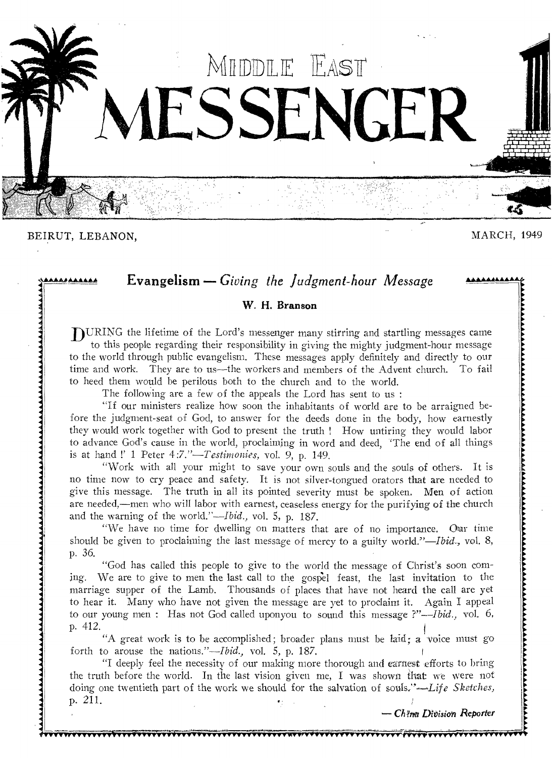# MIDDLE EAST MESSENGER

BEIRUT, LEBANON, MARCH, 1949

## Evangelism — *Giving the Judgment-hour Message*

**W. H. Branson**

DURING the lifetime of the Lord's messenger many stirring and startling messages came to this people regarding their responsibility in giving the mighty judgment-hour message to the world through public evangelism. These messages apply definitely and directly to our time and work. They are to us—the workers and members of the Advent church. To fail to heed them would be perilous both to the church and to the world.

The following are a few of the appeals the Lord has sent to us :

"If our ministers realize how soon the inhabitants of world are to be arraigned before the judgment-seat of God, to answer for the deeds done in the body, how earnestly they would work together with God to present the truth ! How untiring they would labor to advance God's cause in the world, proclaiming in word and deed, 'The end of all things is at hand !' 1 Peter 4:7."—*Testimonies*, vol. 9, p. 149.

"Work with all your might to save your own souls and the souls of others. It is no time now to cry peace and safety. It is not silver-tongued orators that are needed to give this message. The truth in all its pointed severity must be spoken. Men of action are needed,—men who will labor with earnest, ceaseless energy for the purifying of the church and the warning of the world."—*Ibid.*, vol. 5, p. 187.

"We have no time for dwelling on matters that are of no importance. Our time should be given to proclaiming the last message of mercy to a guilty world."—*Ibid.*, vol. 8, p. 36.

"God has called this people to give to the world the message of Christ's soon coming. We are to give to men the last call to the gospel feast, the last invitation to the marriage supper of the Lamb. Thousands of places that have not heard the call are yet to hear it. Many who have not given the message are yet to proclaim it. Again I appeal to our young men : Has not God called uponyou to sound this message ?"—*Ibid.*, vol. 6, p. 412.

"A great work is to be accomplished; broader plans must be laid; a voice must go forth to arouse the nations."—*Ibid.*, vol. 5, p. 187.

"I deeply feel the necessity of our making more thorough and earnest efforts to bring the truth before the world. In the last vision given me, I was shown that we were not doing one twentieth part of the work we should for the salvation of souls."—*Life Sketches*, p. 211.

— *China Division Reporter*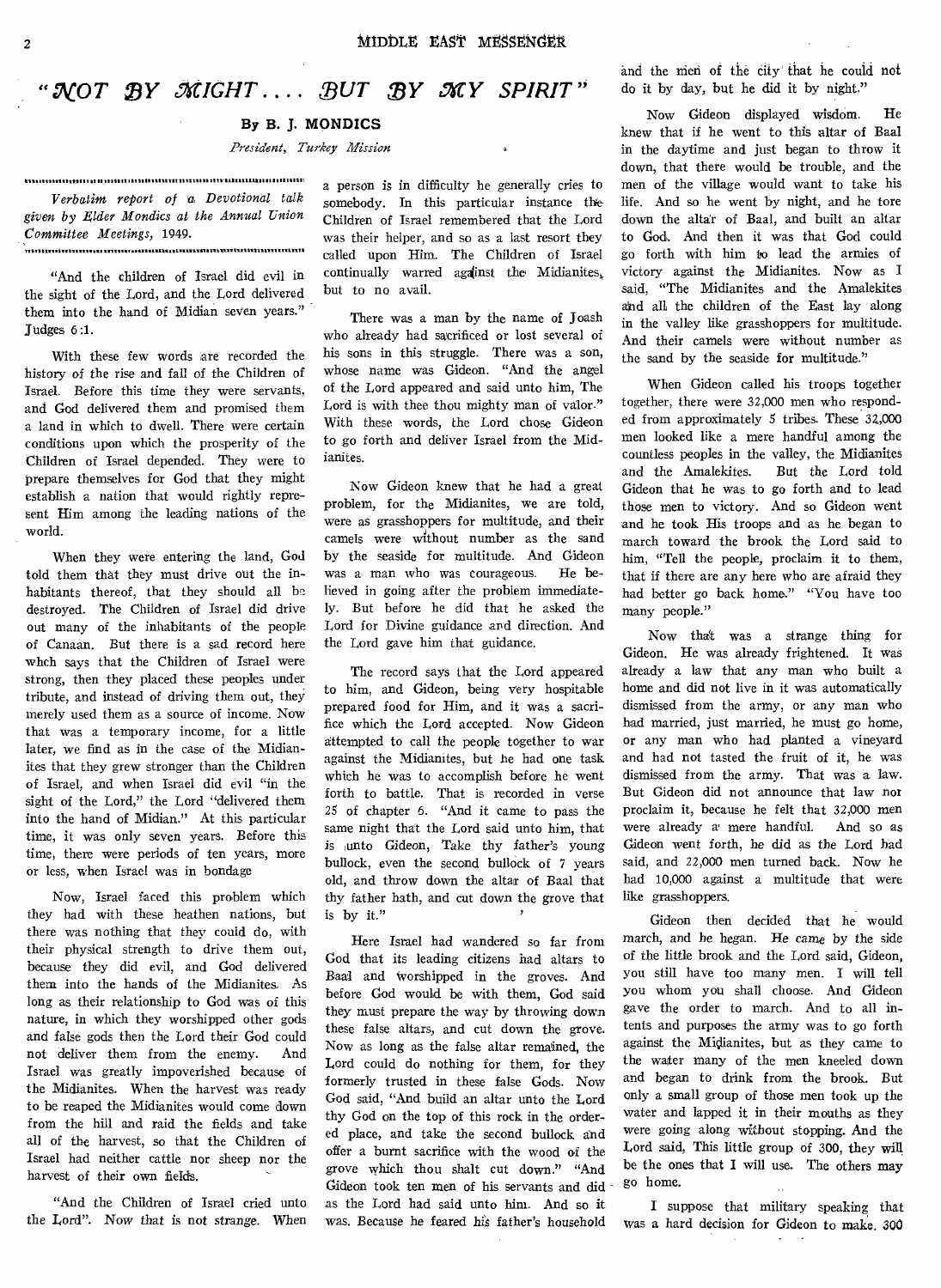# "NOT BY MIGHT.... BUT BY MY SPIRIT"

**By B. J. MONDICS**

*President, Turkey Mission*

*Verbatim report of a Devotional talk given by Elder Mondics at the Annual Union Committee Meetings, 1949.*

"And the children of Israel did evil in the sight of the Lord, and the Lord delivered them into the hand of Midian seven years." Judges 6:1.

With these few words are recorded the history of the rise and fall of the Children of Israel. Before this time they were servants, and God delivered them and promised them a land in which to dwell. There were certain conditions upon which the prosperity of the Children of Israel depended. They were to prepare themselves for God that they might establish a nation that would rightly represent Him among the leading nations of the world.

When they were entering the land, God told them that they must drive out the inhabitants thereof, that they should all be destroyed. The Children of Israel did drive out many of the inhabitants of the people of Canaan. But there is a sad record here whch says that the Children of Israel were strong, then they placed these peoples under tribute, and instead of driving them out, they merely used them as a source of income. Now that was a temporary income, for a little later, we find as in the case of the Midianites that they grew stronger than the Children of Israel, and when Israel did evil "in the sight of the Lord," the Lord "delivered them into the hand of Midian." At this particular time, it was only seven years. Before this time, there were periods of ten years, more or less, when Israel was in bondage

Now, Israel faced this problem which they had with these heathen nations, but there was nothing that they could do, with their physical strength to drive them out, because they did evil, and God delivered them into the hands of the Midianites. As long as their relationship to God was of this nature, in which they worshipped other gods and false gods then the Lord their God could not deliver them from the enemy. And Israel was greatly impoverished because of the Midianites. When the harvest was ready to be reaped the Midianites would come down from the hill and raid the fields and take all of the harvest, so that the Children of Israel had neither cattle nor sheep nor the harvest of their own fields.

"And the Children of Israel cried unto the Lord". Now that is not strange. When a person is in difficulty he generally cries to somebody. In this particular instance the Children of Israel remembered that the Lord was their helper, and so as a last resort they called upon Him. The Children of Israel continually warred against the Midianites, but to no avail.

There was a man by the name of Joash who already had sacrificed or lost several of his sons in this struggle. There was a son, whose name was Gideon. "And the angel of the Lord appeared and said unto him, The Lord is with thee thou mighty man of valor." With these words, the Lord chose Gideon to go forth and deliver Israel from the Midianites.

Now Gideon knew that he had a great problem, for the Midianites, we are told, were as grasshoppers for multitude, and their camels were without number as the sand by the seaside for multitude. And Gideon was a man who was courageous. He believed in going after the problem immediately. But before he did that he asked the Lord for Divine guidance and direction. And the Lord gave him that guidance.

The record says that the Lord appeared to him, and Gideon, being very hospitable prepared food for Him, and it was a sacrifice which the Lord accepted. Now Gideon attempted to call the people together to war against the Midianites, but he had one task which he was to accomplish before he went forth to battle. That is recorded in verse 25 of chapter 6. "And it came to pass the same night that the Lord said unto him, that is unto Gideon, Take thy father's young bullock, even the second bullock of 7 years old, and throw down the altar of Baal that thy father hath, and cut down the grove that is by it."

Here Israel had wandered so far from God that its leading citizens had altars to Baal and worshipped in the groves. And before God would be with them, God said they must prepare the way by throwing down these false altars, and cut down the grove. Now as long as the false altar remained, the Lord could do nothing for them, for they formerly trusted in these false Gods. Now God said, "And build an altar unto the Lord thy God on the top of this rock in the ordered place, and take the second bullock and offer a burnt sacrifice with the wood of the grove which thou shalt cut down." "And Gideon took ten men of his servants and did as the Lord had said unto him. And so it was. Because he feared his father's household and the men of the city that he could not do it by day, but he did it by night."

Now Gideon displayed wisdom. He knew that if he went to this altar of Baal in the daytime and just began to throw it down, that there would be trouble, and the men of the village would want to take his life. And so he went by night, and he tore down the altar of Baal, and built an altar to God. And then it was that God could go forth with him to lead the armies of victory against the Midianites. Now as I said, "The Midianites and the Amalekites and all the children of the East lay along in the valley like grasshoppers for multitude. And their camels were without number as the sand by the seaside for multitude."

When Gideon called his troops together together, there were 32,000 men who responded from approximately 5 tribes. These 32,000 men looked like a mere handful among the countless peoples in the valley, the Midianites and the Amalekites. But the Lord told Gideon that he was to go forth and to lead those men to victory. And so Gideon went and he took His troops and as he began to march toward the brook the Lord said to him, "Tell the people, proclaim it to them, that if there are any here who are afraid they had better go back home." "You have too many people."

Now that was a strange thing for Gideon. He was already frightened. It was already a law that any man who built a home and did not live in it was automatically dismissed from the army, or any man who had married, just married, he must go home, or any man who had planted a vineyard and had not tasted the fruit of it, he was dismissed from the army. That was a law. But Gideon did not announce that law nor proclaim it, because he felt that 32,000 men were already a mere handful. And so as Gideon went forth, he did as the Lord had said, and 22,000 men turned back. Now he had 10,000 against a multitude that were like grasshoppers.

Gideon then decided that he would march, and he began. He came by the side of the little brook and the Lord said, Gideon, you still have too many men. I will tell you whom you shall choose. And Gideon gave the order to march. And to all intents and purposes the army was to go forth against the Midianites, but as they came to the water many of the men kneeled down and began to drink from the brook. But only a small group of those men took up the water and lapped it in their mouths as they were going along without stopping. And the Lord said, This little group of 300, they will be the ones that I will use. The others may go home.

I suppose that military speaking that was a hard decision for Gideon to make. 300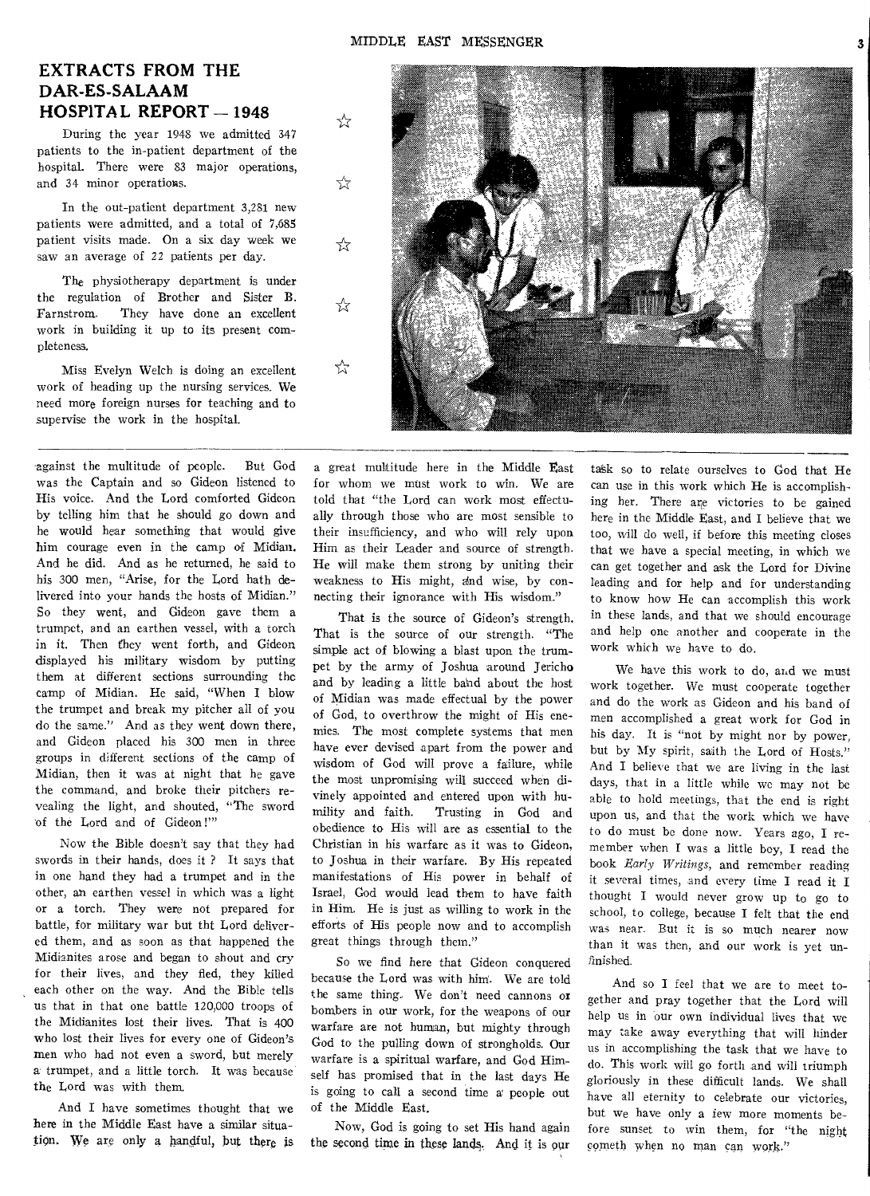## EXTRACTS FROM THE DAR-ES-SALAAM HOSPITAL REPORT — 1948

During the year 1948 we admitted 347 patients to the in-patient department of the hospital. There were 83 major operations, and 34 minor operations.

In the out-patient department 3,281 new patients were admitted, and a total of 7,685 patient visits made. On a six day week we saw an average of 22 patients per day.

The physiotherapy department is under the regulation of Brother and Sister B. Farnstrom. They have done an excellent work in building it up to its present completeness.

Miss Evelyn Welch is doing an excellent work of heading up the nursing services. We need more foreign nurses for teaching and to supervise the work in the hospital.

---

against the multitude of people. But God was the Captain and so Gideon listened to His voice. And the Lord comforted Gideon by telling him that he should go down and he would hear something that would give him courage even in the camp of Midian. And he did. And as he returned, he said to his 300 men, "Arise, for the Lord hath delivered into your hands the hosts of Midian." So they went, and Gideon gave them a trumpet, and an earthen vessel, with a torch in it. Then they went forth, and Gideon displayed his military wisdom by putting them at different sections surrounding the camp of Midian. He said, "When I blow the trumpet and break my pitcher all of you do the same." And as they went down there, and Gideon placed his 300 men in three groups in different sections of the camp of Midian, then it was at night that he gave the command, and broke their pitchers revealing the light, and shouted, "The sword of the Lord and of Gideon!'"

Now the Bible doesn't say that they had swords in their hands, does it ? It says that in one hand they had a trumpet and in the other, an earthen vessel in which was a light or a torch. They were not prepared for battle, for military war but tht Lord delivered them, and as soon as that happened the Midianites arose and began to shout and cry for their lives, and they fled, they killed each other on the way. And the Bible tells us that in that one battle 120,000 troops of the Midianites lost their lives. That is 400 who lost their lives for every one of Gideon's men who had not even a sword, but merely a trumpet, and a little torch. It was because the Lord was with them.

And I have sometimes thought that we here in the Middle East have a similar situation. We are only a handful, but there is a great multitude here in the Middle East for whom we must work to win. We are told that "the Lord can work most effectually through those who are most sensible to their insufficiency, and who will rely upon Him as their Leader and source of strength. He will make them strong by uniting their weakness to His might, and wise, by connecting their ignorance with His wisdom."

That is the source of Gideon's strength. That is the source of our strength. "The simple act of blowing a blast upon the trumpet by the army of Joshua around Jericho and by leading a little band about the host of Midian was made effectual by the power of God, to overthrow the might of His enemies. The most complete systems that men have ever devised apart from the power and wisdom of God will prove a failure, while the most unpromising will succeed when divinely appointed and entered upon with humility and faith. Trusting in God and obedience to His will are as essential to the Christian in his warfare as it was to Gideon, to Joshua in their warfare. By His repeated manifestations of His power in behalf of Israel, God would lead them to have faith in Him. He is just as willing to work in the efforts of His people now and to accomplish great things through them."

So we find here that Gideon conquered because the Lord was with him. We are told the same thing. We don't need cannons or bombers in our work, for the weapons of our warfare are not human, but mighty through God to the pulling down of strongholds. Our warfare is a spiritual warfare, and God Himself has promised that in the last days He is going to call a second time a people out of the Middle East.

Now, God is going to set His hand again the second time in these lands. And it is our task so to relate ourselves to God that He can use in this work which He is accomplishing her. There are victories to be gained here in the Middle East, and I believe that we too, will do well, if before this meeting closes that we have a special meeting, in which we can get together and ask the Lord for Divine leading and for help and for understanding to know how He can accomplish this work in these lands, and that we should encourage and help one another and cooperate in the work which we have to do.

We have this work to do, and we must work together. We must cooperate together and do the work as Gideon and his band of men accomplished a great work for God in his day. It is "not by might nor by power, but by My spirit, saith the Lord of Hosts." And I believe that we are living in the last days, that in a little while we may not be able to hold meetings, that the end is right upon us, and that the work which we have to do must be done now. Years ago, I remember when I was a little boy, I read the book *Early Writings*, and remember reading it several times, and every time I read it I thought I would never grow up to go to school, to college, because I felt that the end was near. But it is so much nearer now than it was then, and our work is yet unfinished.

And so I feel that we are to meet together and pray together that the Lord will help us in our own individual lives that we may take away everything that will hinder us in accomplishing the task that we have to do. This work will go forth and will triumph gloriously in these difficult lands. We shall have all eternity to celebrate our victories, but we have only a few more moments before sunset to win them, for "the night cometh when no man can work."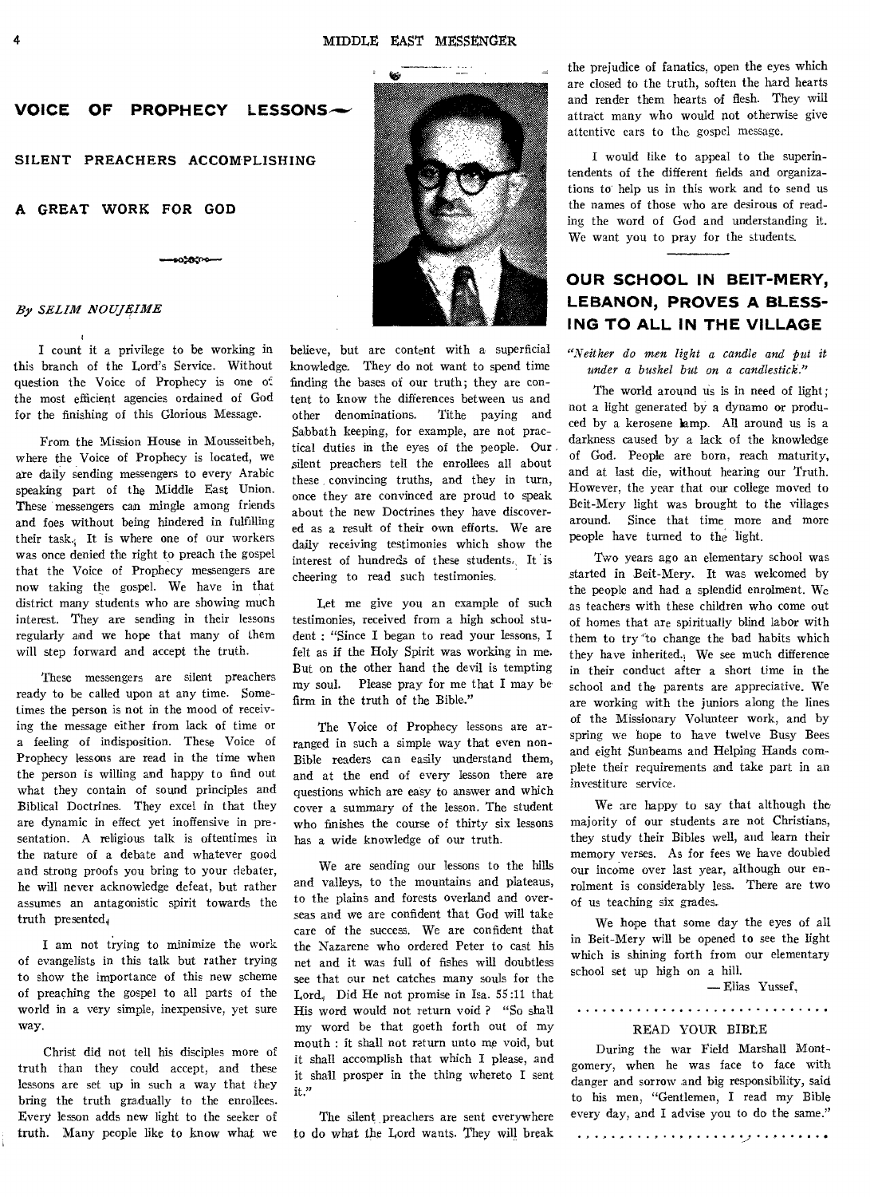## VOICE OF PROPHECY LESSONS

### SILENT PREACHERS ACCOMPLISHING A GREAT WORK FOR GOD

*By SELIM NOUJEIME*

I count it a privilege to be working in this branch of the Lord's Service. Without question the Voice of Prophecy is one of the most efficient agencies ordained of God for the finishing of this Glorious Message.

From the Mission House in Mousseitbeh, where the Voice of Prophecy is located, we are daily sending messengers to every Arabic speaking part of the Middle East Union. These messengers can mingle among friends and foes without being hindered in fulfilling their task. It is where one of our workers was once denied the right to preach the gospel that the Voice of Prophecy messengers are now taking the gospel. We have in that district many students who are showing much interest. They are sending in their lessons regularly and we hope that many of them will step forward and accept the truth.

These messengers are silent preachers ready to be called upon at any time. Sometimes the person is not in the mood of receiving the message either from lack of time or a feeling of indisposition. These Voice of Prophecy lessons are read in the time when the person is willing and happy to find out what they contain of sound principles and Biblical Doctrines. They excel in that they are dynamic in effect yet inoffensive in presentation. A religious talk is oftentimes in the nature of a debate and whatever good and strong proofs you bring to your debater, he will never acknowledge defeat, but rather assumes an antagonistic spirit towards the truth presented.

I am not trying to minimize the work of evangelists in this talk but rather trying to show the importance of this new scheme of preaching the gospel to all parts of the world in a very simple, inexpensive, yet sure way.

Christ did not tell his disciples more of truth than they could accept, and these lessons are set up in such a way that they bring the truth gradually to the enrollees. Every lesson adds new light to the seeker of truth. Many people like to know what we believe, but are content with a superficial knowledge. They do not want to spend time finding the bases of our truth; they are content to know the differences between us and other denominations. Tithe paying and Sabbath keeping, for example, are not practical duties in the eyes of the people. Our silent preachers tell the enrollees all about these convincing truths, and they in turn, once they are convinced are proud to speak about the new Doctrines they have discovered as a result of their own efforts. We are daily receiving testimonies which show the interest of hundreds of these students. It is cheering to read such testimonies.

Let me give you an example of such testimonies, received from a high school student : "Since I began to read your lessons, I felt as if the Holy Spirit was working in me. But on the other hand the devil is tempting my soul. Please pray for me that I may be firm in the truth of the Bible."

The Voice of Prophecy lessons are arranged in such a simple way that even non-Bible readers can easily understand them, and at the end of every lesson there are questions which are easy to answer and which cover a summary of the lesson. The student who finishes the course of thirty six lessons has a wide knowledge of our truth.

We are sending our lessons to the hills and valleys, to the mountains and plateaus, to the plains and forests overland and overseas and we are confident that God will take care of the success. We are confident that the Nazarene who ordered Peter to cast his net and it was full of fishes will doubtless see that our net catches many souls for the Lord. Did He not promise in Isa. 55:11 that His word would not return void ? "So shall my word be that goeth forth out of my mouth : it shall not return unto me void, but it shall accomplish that which I please, and it shall prosper in the thing whereto I sent it."

The silent preachers are sent everywhere to do what the Lord wants. They will break the prejudice of fanatics, open the eyes which are closed to the truth, soften the hard hearts and render them hearts of flesh. They will attract many who would not otherwise give attentive ears to the gospel message.

I would like to appeal to the superintendents of the different fields and organizations to help us in this work and to send us the names of those who are desirous of reading the word of God and understanding it. We want you to pray for the students.

## OUR SCHOOL IN BEIT-MERY, LEBANON, PROVES A BLESSING TO ALL IN THE VILLAGE

*"Neither do men light a candle and put it under a bushel but on a candlestick."*

The world around us is in need of light; not a light generated by a dynamo or produced by a kerosene lamp. All around us is a darkness caused by a lack of the knowledge of God. People are born, reach maturity, and at last die, without hearing our Truth. However, the year that our college moved to Beit-Mery light was brought to the villages around. Since that time more and more people have turned to the light.

Two years ago an elementary school was started in Beit-Mery. It was welcomed by the people and had a splendid enrolment. We as teachers with these children who come out of homes that are spiritually blind labor with them to try to change the bad habits which they have inherited. We see much difference in their conduct after a short time in the school and the parents are appreciative. We are working with the juniors along the lines of the Missionary Volunteer work, and by spring we hope to have twelve Busy Bees and eight Sunbeams and Helping Hands complete their requirements and take part in an investiture service.

We are happy to say that although the majority of our students are not Christians, they study their Bibles well, and learn their memory verses. As for fees we have doubled our income over last year, although our enrolment is considerably less. There are two of us teaching six grades.

We hope that some day the eyes of all in Beit-Mery will be opened to see the light which is shining forth from our elementary school set up high on a hill.

— Elias Yussef,

### READ YOUR BIBLE

During the war Field Marshall Montgomery, when he was face to face with danger and sorrow and big responsibility, said to his men, "Gentlemen, I read my Bible every day, and I advise you to do the same."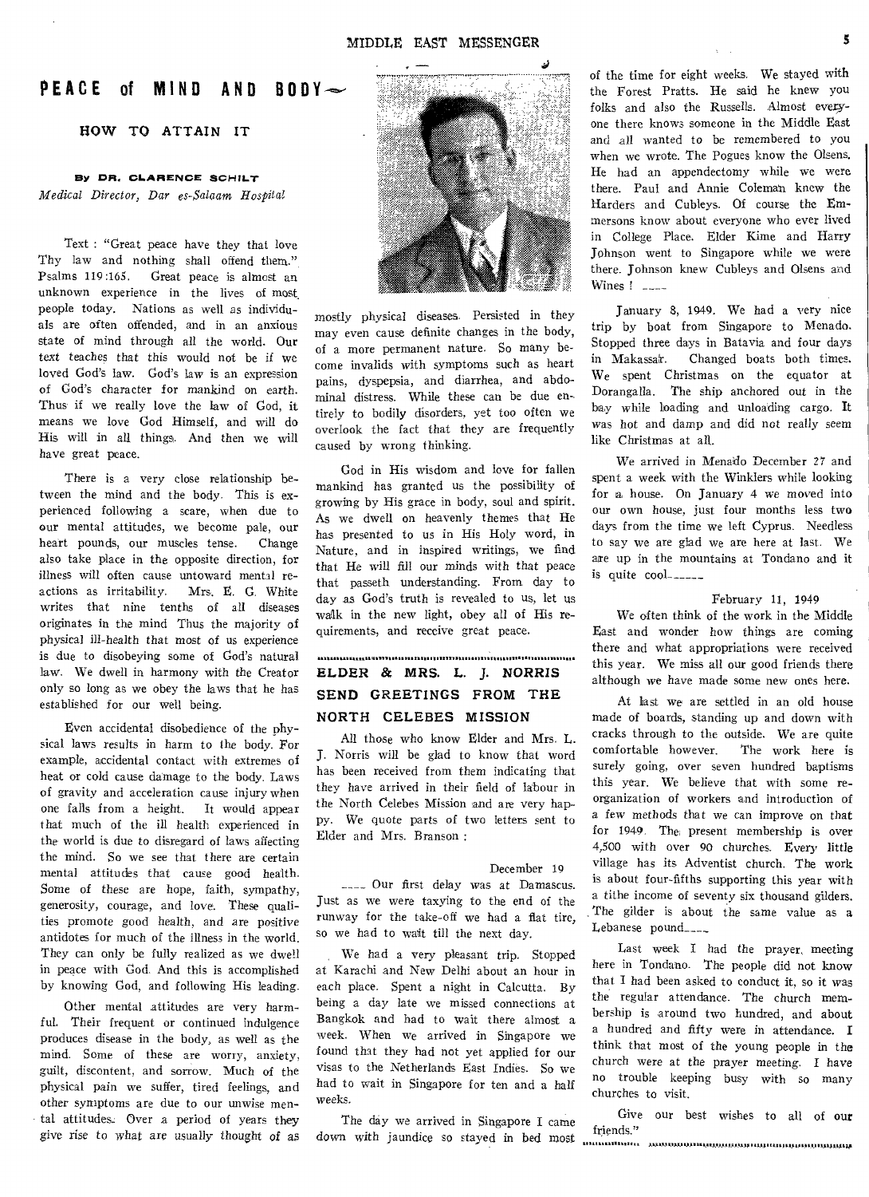# PEACE of MIND AND BODY

## HOW TO ATTAIN IT

**By DR. CLARENCE SCHILT**
*Medical Director, Dar es-Salaam Hospital*

Text : "Great peace have they that love Thy law and nothing shall offend them." Psalms 119:165. Great peace is almost an unknown experience in the lives of most people today. Nations as well as individuals are often offended, and in an anxious state of mind through all the world. Our text teaches that this would not be if we loved God's law. God's law is an expression of God's character for mankind on earth. Thus if we really love the law of God, it means we love God Himself, and will do His will in all things. And then we will have great peace.

There is a very close relationship between the mind and the body. This is experienced following a scare, when due to our mental attitudes, we become pale, our heart pounds, our muscles tense. Change also take place in the opposite direction, for illness will often cause untoward mental reactions as irritability. Mrs. E. G. White writes that nine tenths of all diseases originates in the mind Thus the majority of physical ill-health that most of us experience is due to disobeying some of God's natural law. We dwell in harmony with the Creator only so long as we obey the laws that he has established for our well being.

Even accidental disobedience of the physical laws results in harm to the body. For example, accidental contact with extremes of heat or cold cause damage to the body. Laws of gravity and acceleration cause injury when one falls from a height. It would appear that much of the ill health experienced in the world is due to disregard of laws affecting the mind. So we see that there are certain mental attitudes that cause good health. Some of these are hope, faith, sympathy, generosity, courage, and love. These qualities promote good health, and are positive antidotes for much of the illness in the world. They can only be fully realized as we dwell in peace with God. And this is accomplished by knowing God, and following His leading.

Other mental attitudes are very harmful. Their frequent or continued indulgence produces disease in the body, as well as the mind. Some of these are worry, anxiety, guilt, discontent, and sorrow. Much of the physical pain we suffer, tired feelings, and other symptoms are due to our unwise mental attitudes. Over a period of years they give rise to what are usually thought of as mostly physical diseases. Persisted in they may even cause definite changes in the body, of a more permanent nature. So many become invalids with symptoms such as heart pains, dyspepsia, and diarrhea, and abdominal distress. While these can be due entirely to bodily disorders, yet too often we overlook the fact that they are frequently caused by wrong thinking.

God in His wisdom and love for fallen mankind has granted us the possibility of growing by His grace in body, soul and spirit. As we dwell on heavenly themes that He has presented to us in His Holy word, in Nature, and in inspired writings, we find that He will fill our minds with that peace that passeth understanding. From day to day as God's truth is revealed to us, let us walk in the new light, obey all of His requirements, and receive great peace.

---

## ELDER & MRS. L. J. NORRIS SEND GREETINGS FROM THE NORTH CELEBES MISSION

All those who know Elder and Mrs. L. J. Norris will be glad to know that word has been received from them indicating that they have arrived in their field of labour in the North Celebes Mission and are very happy. We quote parts of two letters sent to Elder and Mrs. Branson :

December 19

____ Our first delay was at Damascus. Just as we were taxying to the end of the runway for the take-off we had a flat tire, so we had to wait till the next day.

We had a very pleasant trip. Stopped at Karachi and New Delhi about an hour in each place. Spent a night in Calcutta. By being a day late we missed connections at Bangkok and had to wait there almost a week. When we arrived in Singapore we found that they had not yet applied for our visas to the Netherlands East Indies. So we had to wait in Singapore for ten and a half weeks.

The day we arrived in Singapore I came down with jaundice so stayed in bed most of the time for eight weeks. We stayed with the Forest Pratts. He said he knew you folks and also the Russells. Almost everyone there knows someone in the Middle East and all wanted to be remembered to you when we wrote. The Pogues know the Olsens. He had an appendectomy while we were there. Paul and Annie Coleman knew the Harders and Cubleys. Of course the Emmersons know about everyone who ever lived in College Place. Elder Kime and Harry Johnson went to Singapore while we were there. Johnson knew Cubleys and Olsens and Wines ! ____

January 8, 1949. We had a very nice trip by boat from Singapore to Menado. Stopped three days in Batavia and four days in Makassar. Changed boats both times. We spent Christmas on the equator at Dorangalla. The ship anchored out in the bay while loading and unloading cargo. It was hot and damp and did not really seem like Christmas at all.

We arrived in Menado December 27 and spent a week with the Winklers while looking for a house. On January 4 we moved into our own house, just four months less two days from the time we left Cyprus. Needless to say we are glad we are here at last. We are up in the mountains at Tondano and it is quite cool______

February 11, 1949

We often think of the work in the Middle East and wonder how things are coming there and what appropriations were received this year. We miss all our good friends there although we have made some new ones here.

At last we are settled in an old house made of boards, standing up and down with cracks through to the outside. We are quite comfortable however. The work here is surely going, over seven hundred baptisms this year. We believe that with some reorganization of workers and introduction of a few methods that we can improve on that for 1949. The present membership is over 4,500 with over 90 churches. Every little village has its Adventist church. The work is about four-fifths supporting this year with a tithe income of seventy six thousand gilders. The gilder is about the same value as a Lebanese pound____

Last week I had the prayer meeting here in Tondano. The people did not know that I had been asked to conduct it, so it was the regular attendance. The church membership is around two hundred, and about a hundred and fifty were in attendance. I think that most of the young people in the church were at the prayer meeting. I have no trouble keeping busy with so many churches to visit.

Give our best wishes to all of our friends."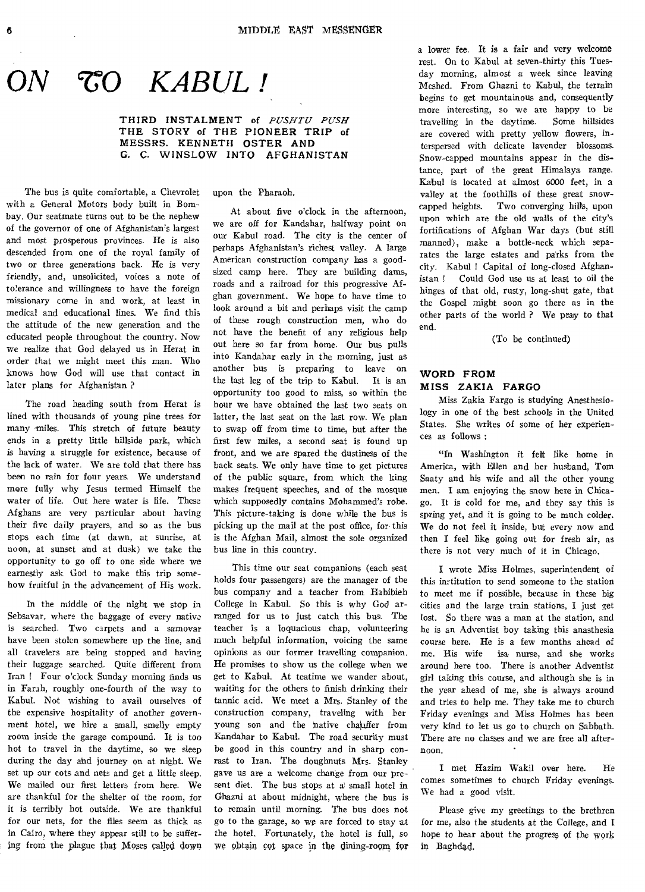# ON TO KABUL!

### THIRD INSTALMENT of *PUSHTU PUSH* THE STORY of THE PIONEER TRIP of MESSRS. KENNETH OSTER AND G. C. WINSLOW INTO AFGHANISTAN

The bus is quite comfortable, a Chevrolet with a General Motors body built in Bombay. Our seatmate turns out to be the nephew of the governor of one of Afghanistan's largest and most prosperous provinces. He is also descended from one of the royal family of two or three generations back. He is very friendly, and, unsolicited, voices a note of tolerance and willingness to have the foreign missionary come in and work, at least in medical and educational lines. We find this the attitude of the new generation and the educated people throughout the country. Now we realize that God delayed us in Herat in order that we might meet this man. Who knows how God will use that contact in later plans for Afghanistan?

The road heading south from Herat is lined with thousands of young pine trees for many miles. This stretch of future beauty ends in a pretty little hillside park, which is having a struggle for existence, because of the lack of water. We are told that there has been no rain for four years. We understand more fully why Jesus termed Himself the water of life. Out here water is life. These Afghans are very particular about having their five daily prayers, and so as the bus stops each time (at dawn, at sunrise, at noon, at sunset and at dusk) we take the opportunity to go off to one side where we earnestly ask God to make this trip somehow fruitful in the advancement of His work.

In the middle of the night we stop in Sebsavar, where the baggage of every native is searched. Two carpets and a samovar have been stolen somewhere up the line, and all travelers are being stopped and having their luggage searched. Quite different from Iran! Four o'clock Sunday morning finds us in Farah, roughly one-fourth of the way to Kabul. Not wishing to avail ourselves of the expensive hospitality of another government hotel, we hire a small, smelly empty room inside the garage compound. It is too hot to travel in the daytime, so we sleep during the day and journey on at night. We set up our cots and nets and get a little sleep. We mailed our first letters from here. We are thankful for the shelter of the room, for it is terribly hot outside. We are thankful for our nets, for the flies seem as thick as in Cairo, where they appear still to be suffering from the plague that Moses called down upon the Pharaoh.

At about five o'clock in the afternoon, we are off for Kandahar, halfway point on our Kabul road. The city is the center of perhaps Afghanistan's richest valley. A large American construction company has a good-sized camp here. They are building dams, roads and a railroad for this progressive Afghan government. We hope to have time to look around a bit and perhaps visit the camp of these rough construction men, who do not have the benefit of any religious help out here so far from home. Our bus pulls into Kandahar early in the morning, just as another bus is preparing to leave on the last leg of the trip to Kabul. It is an opportunity too good to miss, so within the hour we have obtained the last two seats on latter, the last seat on the last row. We plan to swap off from time to time, but after the first few miles, a second seat is found up front, and we are spared the dustiness of the back seats. We only have time to get pictures of the public square, from which the king makes frequent speeches, and of the mosque which supposedly contains Mohammed's robe. This picture-taking is done while the bus is picking up the mail at the post office, for this is the Afghan Mail, almost the sole organized bus line in this country.

This time our seat companions (each seat holds four passengers) are the manager of the bus company and a teacher from Habibieh College in Kabul. So this is why God arranged for us to just catch this bus. The teacher is a loquacious chap, volunteering much helpful information, voicing the same opinions as our former travelling companion. He promises to show us the college when we get to Kabul. At teatime we wander about, waiting for the others to finish drinking their tannic acid. We meet a Mrs. Stanley of the construction company, traveling with her young son and the native chauffer from Kandahar to Kabul. The road security must be good in this country and in sharp contrast to Iran. The doughnuts Mrs. Stanley gave us are a welcome change from our present diet. The bus stops at a small hotel in Ghazni at about midnight, where the bus is to remain until morning. The bus does not go to the garage, so we are forced to stay at the hotel. Fortunately, the hotel is full, so we obtain cot space in the dining-room for a lower fee. It is a fair and very welcome rest. On to Kabul at seven-thirty this Tuesday morning, almost a week since leaving Meshed. From Ghazni to Kabul, the terrain begins to get mountainous and, consequently more interesting, so we are happy to be travelling in the daytime. Some hillsides are covered with pretty yellow flowers, interspersed with delicate lavender blossoms. Snow-capped mountains appear in the distance, part of the great Himalaya range. Kabul is located at almost 6000 feet, in a valley at the foothills of these great snow-capped heights. Two converging hills, upon which are the old walls of the city's fortifications of Afghan War days (but still manned), make a bottle-neck which separates the large estates and parks from the city. Kabul! Capital of long-closed Afghanistan! Could God use us at least to oil the hinges of that old, rusty, long-shut gate, that the Gospel might soon go there as in the other parts of the world? We pray to that end.

(To be continued)

## WORD FROM MISS ZAKIA FARGO

Miss Zakia Fargo is studying Anesthesiology in one of the best schools in the United States. She writes of some of her experiences as follows:

"In Washington it felt like home in America, with Ellen and her husband, Tom Saaty and his wife and all the other young men. I am enjoying the snow here in Chicago. It is cold for me, and they say this is spring yet, and it is going to be much colder. We do not feel it inside, but every now and then I feel like going out for fresh air, as there is not very much of it in Chicago.

I wrote Miss Holmes, superintendent of this institution to send someone to the station to meet me if possible, because in these big cities and the large train stations, I just get lost. So there was a man at the station, and he is an Adventist boy taking this anasthesia course here. He is a few months ahead of me. His wife is a nurse, and she works around here too. There is another Adventist girl taking this course, and although she is in the year ahead of me, she is always around and tries to help me. They take me to church Friday evenings and Miss Holmes has been very kind to let us go to church on Sabbath. There are no classes and we are free all afternoon.

I met Hazim Wakil over here. He comes sometimes to church Friday evenings. We had a good visit.

Please give my greetings to the brethren for me, also the students at the College, and I hope to hear about the progress of the work in Baghdad.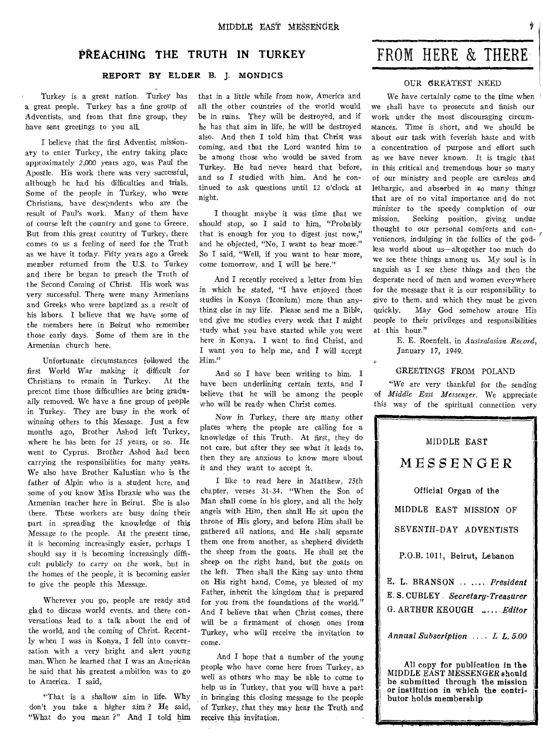## PREACHING THE TRUTH IN TURKEY

### REPORT BY ELDER B. J. MONDICS

Turkey is a great nation. Turkey has a great people. Turkey has a fine group of Adventists, and from that fine group, they have sent greetings to you all.

I believe that the first Adventist missionary to enter Turkey, the entry taking place approximately 2,000 years ago, was Paul the Apostle. His work there was very successful, although he had his difficulties and trials. Some of the people in Turkey, who were Christians, have descendents who are the result of Paul's work. Many of them have of course left the country and gone to Greece. But from this great country of Turkey, there comes to us a feeling of need for the Truth as we have it today. Fifty years ago a Greek member returned from the U.S. to Turkey and there he began to preach the Truth of the Second Coming of Christ. His work was very successful. There were many Armenians and Greeks who were baptized as a result of his labors. I believe that we have some of the members here in Beirut who remember those early days. Some of them are in the Armenian church here.

Unfortunate circumstances followed the first World War making it difficult for Christians to remain in Turkey. At the present time those difficulties are being gradually removed. We have a fine group of people in Turkey. They are busy in the work of winning others to this Message. Just a few months ago, Brother Ashod left Turkey, where he has been for 25 years, or so. He went to Cyprus. Brother Ashod had been carrying the responsibilities for many years. We also have Brother Kalustian who is the father of Alpin who is a student here, and some of you know Miss Ibraxie who was the Armenian teacher here in Beirut. She is also there. These workers are busy doing their part in spreading the knowledge of this Message to the people. At the present time, it is becoming increasingly easier, perhaps I should say it is becoming increasingly difficult publicly to carry on the work, but in the homes of the people, it is becoming easier to give the people this Message.

Wherever you go, people are ready and glad to discuss world events, and there conversations lead to a talk about the end of the world, and the coming of Christ. Recently when I was in Konya, I fell into conversation with a very bright and alert young man. When he learned that I was an American he said that his greatest ambition was to go to America. I said,

"That is a shallow aim in life. Why don't you take a higher aim? He said, "What do you mean?" And I told him that in a little while from now, America and all the other countries of the world would be in ruins. They will be destroyed, and if he has that aim in life, he will be destroyed also. And then I told him that Christ was coming, and that the Lord wanted him to be among those who would be saved from Turkey. He had never heard that before, and so I studied with him. And he continued to ask questions until 12 o'clock at night.

I thought maybe it was time that we should stop, so I said to him, "Probably that is enough for you to digest just now," and he objected, "No, I want to hear more." So I said, "Well, if you want to hear more, come tomorrow, and I will be here."

And I recently received a letter from him in which he stated, "I have enjoyed those studies in Konya (Iconium) more than anything else in my life. Please send me a Bible, and give me studies every week that I might study what you have started while you were here in Konya. I want to find Christ, and I want you to help me, and I will accept Him."

And so I have been writing to him. I have been underlining certain texts, and I believe that he will be among the people who will be ready when Christ comes.

Now in Turkey, there are many other places where the people are calling for a knowledge of this Truth. At first, they do not care, but after they see what it leads to, then they are anxious to know more about it and they want to accept it.

I like to read here in Matthew, 25th chapter, verses 31-34. "When the Son of Man shall come in his glory, and all the holy angels with Him, then shall He sit upon the throne of His glory, and before Him shall be gathered all nations, and He shall separate them one from another, as shepherd divideth the sheep from the goats. He shall set the sheep on the right hand, but the goats on the left. Then shall the King say unto them on His right hand, Come, ye blessed of my Father, inherit the kingdom that is prepared for you from the foundations of the world." And I believe that when Christ comes, there will be a firmament of chosen ones from Turkey, who will receive the invitation to come.

And I hope that a number of the young people who have come here from Turkey, as well as others who may be able to come to help us in Turkey, that you will have a part in bringing this closing message to the people of Turkey, that they may hear the Truth and receive this invitation.

# FROM HERE & THERE

### OUR GREATEST NEED

We have certainly come to the time when we shall have to prosecute and finish our work under the most discouraging circumstances. Time is short, and we should be about our task with feverish haste and with a concentration of purpose and effort such as we have never known. It is tragic that in this critical and tremendous hour so many of our ministry and people are careless and lethargic, and absorbed in so many things that are of no vital importance and do not minister to the speedy completion of our mission. Seeking position, giving undue thought to our personal comforts and conveniences, indulging in the follies of the godless world about us—altogether too much do we see these things among us. My soul is in anguish as I see these things and then the desperate need of men and women everywhere for the message that it is our responsibility to give to them, and which they must be given quickly. May God somehow arouse His people to their privileges and responsibilities at this hour."

E. E. Roenfelt, in *Australasian Record*, January 17, 1949.

### GREETINGS FROM POLAND

"We are very thankful for the sending of *Middle East Messenger*. We appreciate this way of the spiritual connection very

MIDDLE EAST

**MESSENGER**

Official Organ of the

MIDDLE EAST MISSION OF

SEVENTH-DAY ADVENTISTS

P.O.B. 1011, Beirut, Lebanon

E. L. BRANSON ...... *President*
E. S. CUBLEY *Secretary-Treasurer*
G. ARTHUR KEOUGH ...... *Editor*

*Annual Subscription .... L L. 5.00*

**All copy for publication in the MIDDLE EAST MESSENGER should be submitted through the mission or institution in which the contributor holds membership**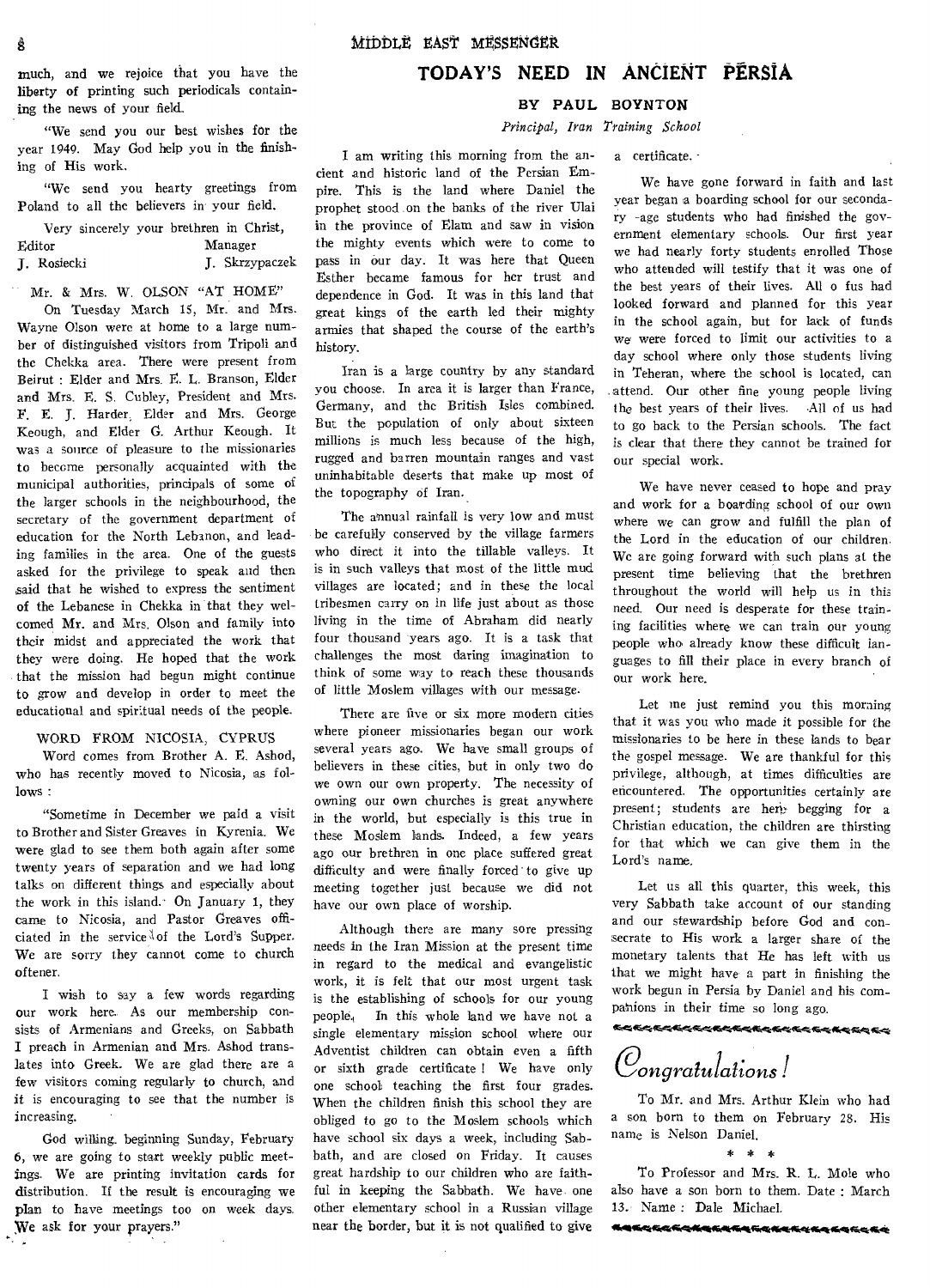much, and we rejoice that you have the liberty of printing such periodicals containing the news of your field.

"We send you our best wishes for the year 1949. May God help you in the finishing of His work.

"We send you hearty greetings from Poland to all the believers in your field.

Very sincerely your brethren in Christ,

Editor — J. Rosiecki
Manager — J. Skrzypaczek

### Mr. & Mrs. W. OLSON "AT HOME"

On Tuesday March 15, Mr. and Mrs. Wayne Olson were at home to a large number of distinguished visitors from Tripoli and the Chekka area. There were present from Beirut : Elder and Mrs. E. L. Branson, Elder and Mrs. E. S. Cubley, President and Mrs. F. E. J. Harder, Elder and Mrs. George Keough, and Elder G. Arthur Keough. It was a source of pleasure to the missionaries to become personally acquainted with the municipal authorities, principals of some of the larger schools in the neighbourhood, the secretary of the government department of education for the North Lebanon, and leading families in the area. One of the guests asked for the privilege to speak and then said that he wished to express the sentiment of the Lebanese in Chekka in that they welcomed Mr. and Mrs. Olson and family into their midst and appreciated the work that they were doing. He hoped that the work that the mission had begun might continue to grow and develop in order to meet the educational and spiritual needs of the people.

### WORD FROM NICOSIA, CYPRUS

Word comes from Brother A. E. Ashod, who has recently moved to Nicosia, as follows :

"Sometime in December we paid a visit to Brother and Sister Greaves in Kyrenia. We were glad to see them both again after some twenty years of separation and we had long talks on different things and especially about the work in this island. On January 1, they came to Nicosia, and Pastor Greaves officiated in the service of the Lord's Supper. We are sorry they cannot come to church oftener.

I wish to say a few words regarding our work here. As our membership consists of Armenians and Greeks, on Sabbath I preach in Armenian and Mrs. Ashod translates into Greek. We are glad there are a few visitors coming regularly to church, and it is encouraging to see that the number is increasing.

God willing, beginning Sunday, February 6, we are going to start weekly public meetings. We are printing invitation cards for distribution. If the result is encouraging we plan to have meetings too on week days. We ask for your prayers."

## TODAY'S NEED IN ANCIENT PERSIA

**BY PAUL BOYNTON**

*Principal, Iran Training School*

I am writing this morning from the ancient and historic land of the Persian Empire. This is the land where Daniel the prophet stood on the banks of the river Ulai in the province of Elam and saw in vision the mighty events which were to come to pass in our day. It was here that Queen Esther became famous for her trust and dependence in God. It was in this land that great kings of the earth led their mighty armies that shaped the course of the earth's history.

Iran is a large country by any standard you choose. In area it is larger than France, Germany, and the British Isles combined. But the population of only about sixteen millions is much less because of the high, rugged and barren mountain ranges and vast uninhabitable deserts that make up most of the topography of Iran.

The annual rainfall is very low and must be carefully conserved by the village farmers who direct it into the tillable valleys. It is in such valleys that most of the little mud villages are located; and in these the local tribesmen carry on in life just about as those living in the time of Abraham did nearly four thousand years ago. It is a task that challenges the most daring imagination to think of some way to reach these thousands of little Moslem villages with our message.

There are five or six more modern cities where pioneer missionaries began our work several years ago. We have small groups of believers in these cities, but in only two do we own our own property. The necessity of owning our own churches is great anywhere in the world, but especially is this true in these Moslem lands. Indeed, a few years ago our brethren in one place suffered great difficulty and were finally forced to give up meeting together just because we did not have our own place of worship.

Although there are many sore pressing needs in the Iran Mission at the present time in regard to the medical and evangelistic work, it is felt that our most urgent task is the establishing of schools for our young people. In this whole land we have not a single elementary mission school where our Adventist children can obtain even a fifth or sixth grade certificate ! We have only one school teaching the first four grades. When the children finish this school they are obliged to go to the Moslem schools which have school six days a week, including Sabbath, and are closed on Friday. It causes great hardship to our children who are faithful in keeping the Sabbath. We have one other elementary school in a Russian village near the border, but it is not qualified to give a certificate.

We have gone forward in faith and last year began a boarding school for our secondary -age students who had finished the government elementary schools. Our first year we had nearly forty students enrolled Those who attended will testify that it was one of the best years of their lives. All o fus had looked forward and planned for this year in the school again, but for lack of funds we were forced to limit our activities to a day school where only those students living in Teheran, where the school is located, can attend. Our other fine young people living the best years of their lives. All of us had to go back to the Persian schools. The fact is clear that there they cannot be trained for our special work.

We have never ceased to hope and pray and work for a boarding school of our own where we can grow and fulfill the plan of the Lord in the education of our children. We are going forward with such plans at the present time believing that the brethren throughout the world will help us in this need. Our need is desperate for these training facilities where we can train our young people who already know these difficult languages to fill their place in every branch of our work here.

Let me just remind you this morning that it was you who made it possible for the missionaries to be here in these lands to bear the gospel message. We are thankful for this privilege, although, at times difficulties are encountered. The opportunities certainly are present; students are here begging for a Christian education, the children are thirsting for that which we can give them in the Lord's name.

Let us all this quarter, this week, this very Sabbath take account of our standing and our stewardship before God and consecrate to His work a larger share of the monetary talents that He has left with us that we might have a part in finishing the work begun in Persia by Daniel and his companions in their time so long ago.

## *Congratulations!*

To Mr. and Mrs. Arthur Klein who had a son born to them on February 28. His name is Nelson Daniel.

\* \* \*

To Professor and Mrs. R. L. Mole who also have a son born to them. Date : March 13. Name : Dale Michael.